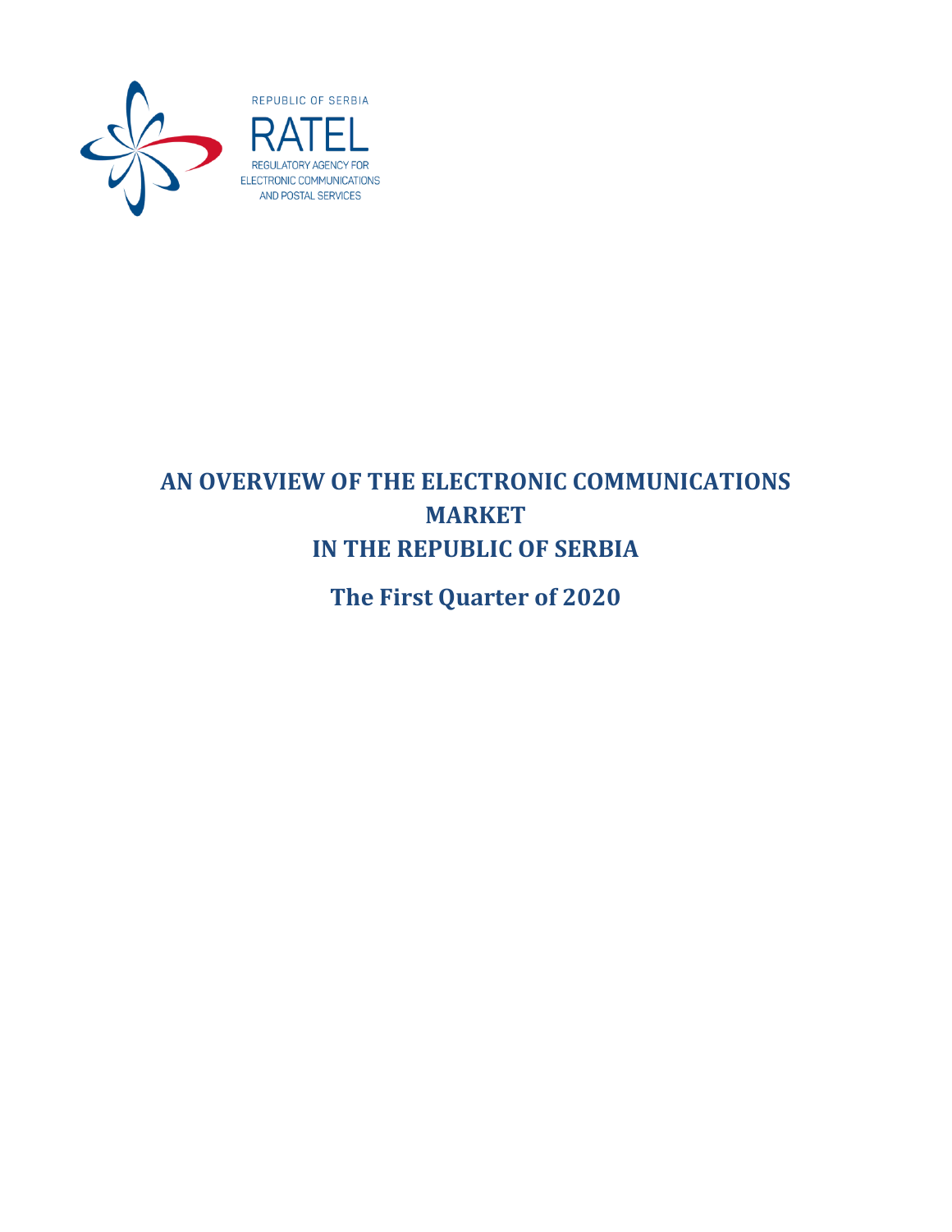REPUBLIC OF SERBIA

RATEL

REGULATORY AGENCY FOR ELECTRONIC COMMUNICATIONS AND POSTAL SERVICES

# AN OVERVIEW OF THE ELECTRONIC COMMUNICATIONS MARKET IN THE REPUBLIC OF SERBIA

## The First Quarter of 2020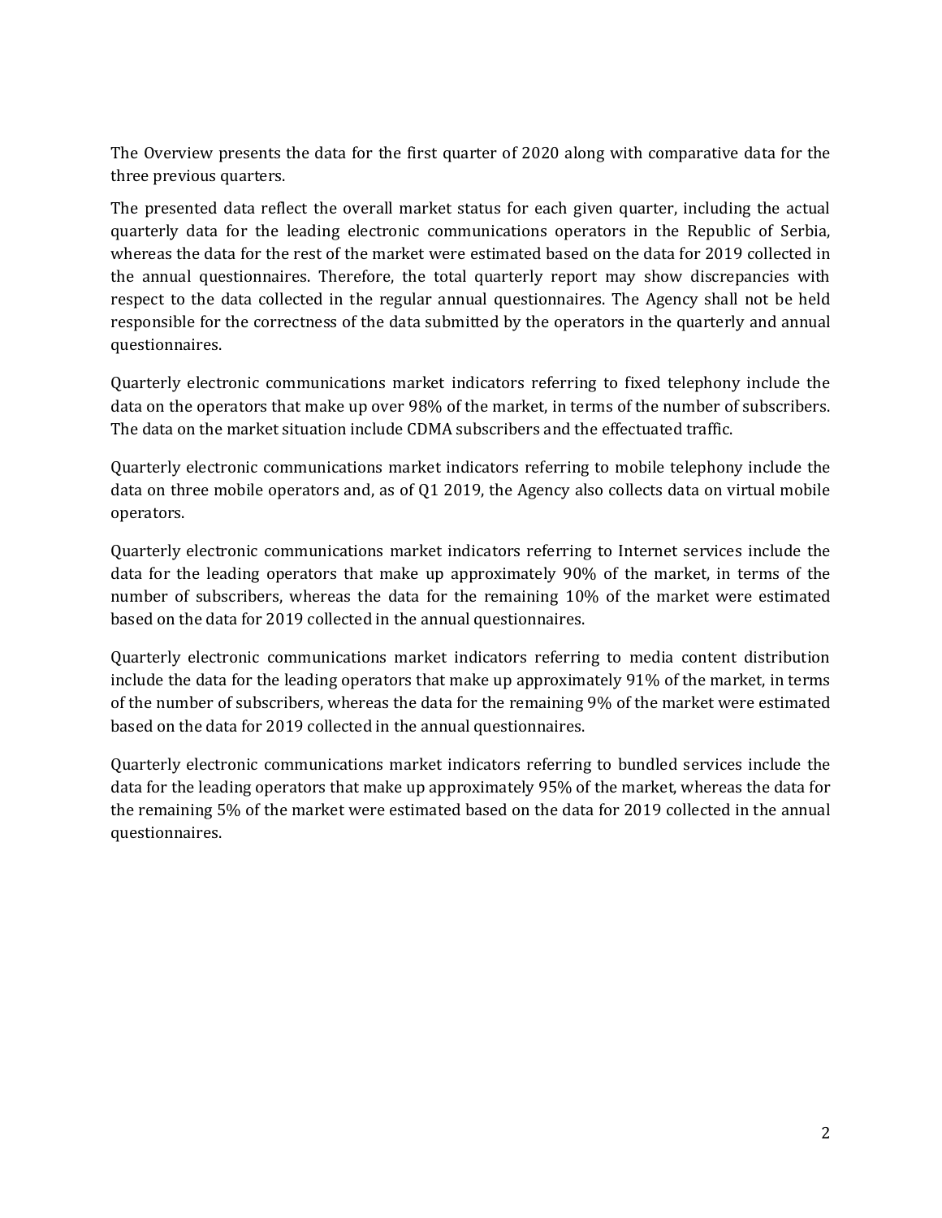The Overview presents the data for the first quarter of 2020 along with comparative data for the three previous quarters.

The presented data reflect the overall market status for each given quarter, including the actual quarterly data for the leading electronic communications operators in the Republic of Serbia, whereas the data for the rest of the market were estimated based on the data for 2019 collected in the annual questionnaires. Therefore, the total quarterly report may show discrepancies with respect to the data collected in the regular annual questionnaires. The Agency shall not be held responsible for the correctness of the data submitted by the operators in the quarterly and annual questionnaires.

Quarterly electronic communications market indicators referring to fixed telephony include the data on the operators that make up over 98% of the market, in terms of the number of subscribers. The data on the market situation include CDMA subscribers and the effectuated traffic.

Quarterly electronic communications market indicators referring to mobile telephony include the data on three mobile operators and, as of Q1 2019, the Agency also collects data on virtual mobile operators.

Quarterly electronic communications market indicators referring to Internet services include the data for the leading operators that make up approximately 90% of the market, in terms of the number of subscribers, whereas the data for the remaining 10% of the market were estimated based on the data for 2019 collected in the annual questionnaires.

Quarterly electronic communications market indicators referring to media content distribution include the data for the leading operators that make up approximately 91% of the market, in terms of the number of subscribers, whereas the data for the remaining 9% of the market were estimated based on the data for 2019 collected in the annual questionnaires.

Quarterly electronic communications market indicators referring to bundled services include the data for the leading operators that make up approximately 95% of the market, whereas the data for the remaining 5% of the market were estimated based on the data for 2019 collected in the annual questionnaires.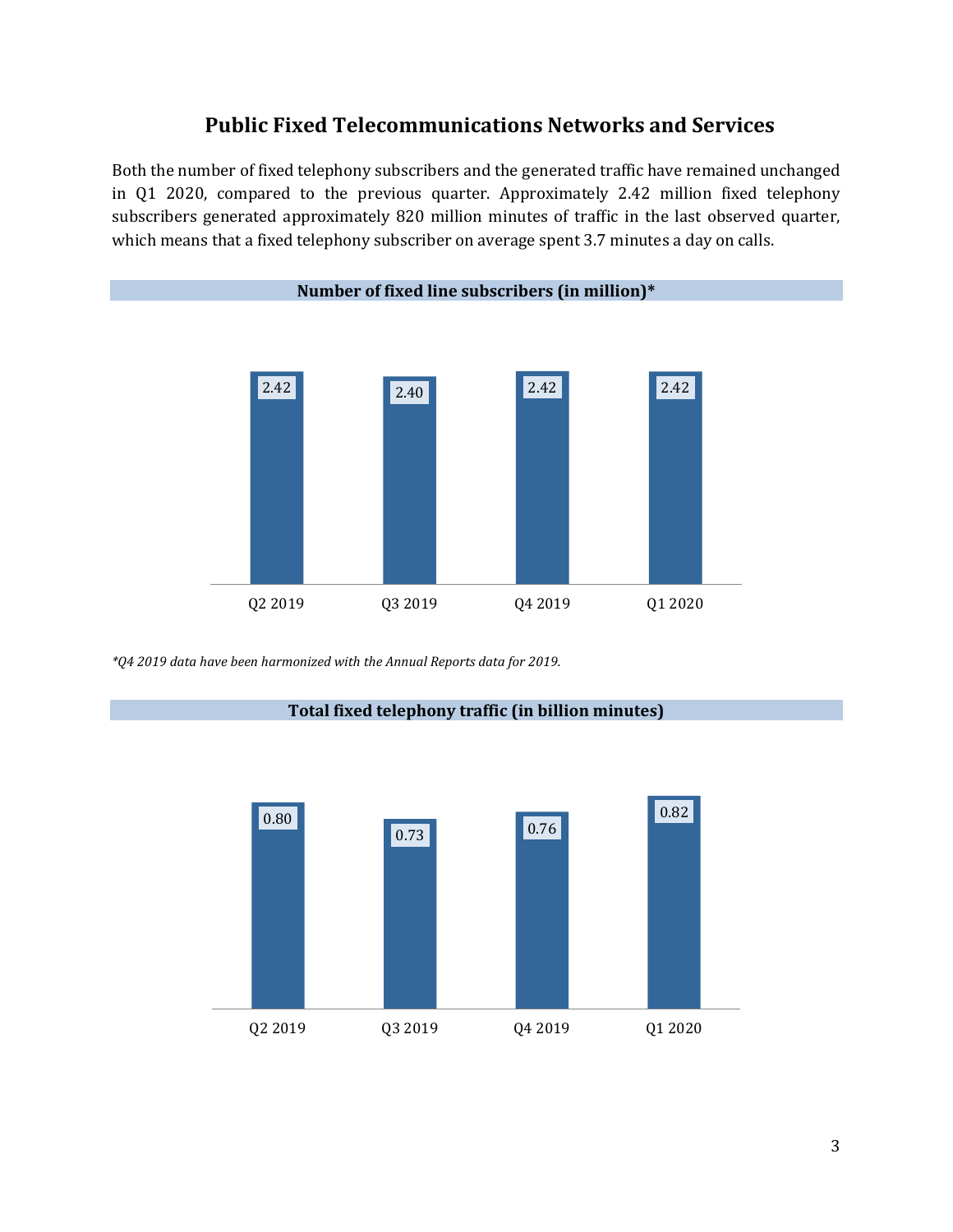## Public Fixed Telecommunications Networks and Services

Both the number of fixed telephony subscribers and the generated traffic have remained unchanged in Q1 2020, compared to the previous quarter. Approximately 2.42 million fixed telephony subscribers generated approximately 820 million minutes of traffic in the last observed quarter, which means that a fixed telephony subscriber on average spent 3.7 minutes a day on calls.

**Number of fixed line subscribers (in million)***

| Q2 2019 | Q3 2019 | Q4 2019 | Q1 2020 |
|---|---|---|---|
| 2.42 | 2.40 | 2.42 | 2.42 |

*\*Q4 2019 data have been harmonized with the Annual Reports data for 2019.*

**Total fixed telephony traffic (in billion minutes)**

| Q2 2019 | Q3 2019 | Q4 2019 | Q1 2020 |
|---|---|---|---|
| 0.80 | 0.73 | 0.76 | 0.82 |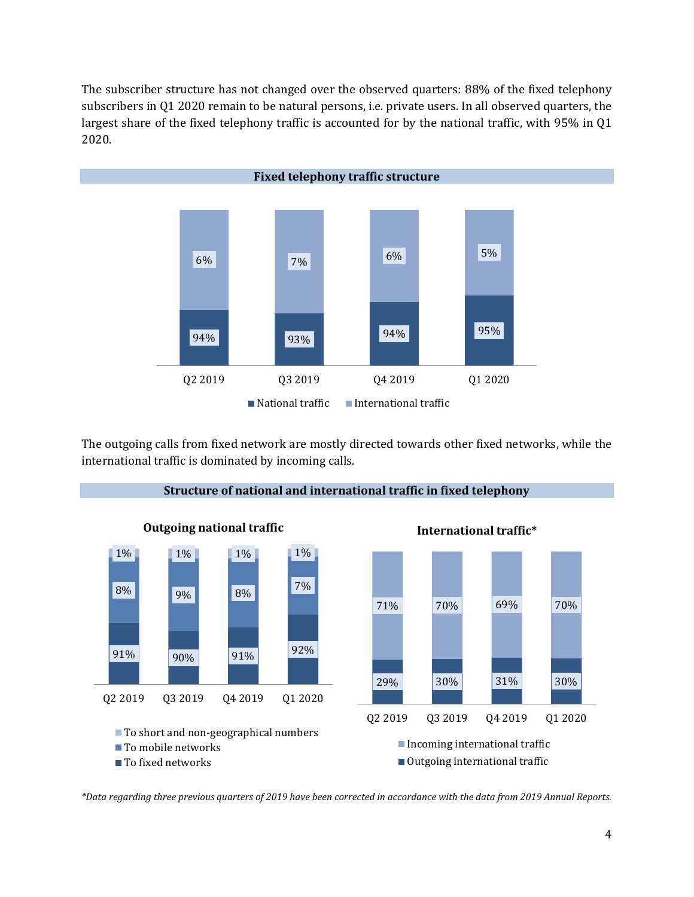The subscriber structure has not changed over the observed quarters: 88% of the fixed telephony subscribers in Q1 2020 remain to be natural persons, i.e. private users. In all observed quarters, the largest share of the fixed telephony traffic is accounted for by the national traffic, with 95% in Q1 2020.

**Fixed telephony traffic structure**

| | Q2 2019 | Q3 2019 | Q4 2019 | Q1 2020 |
|---|---|---|---|---|
| National traffic | 94% | 93% | 94% | 95% |
| International traffic | 6% | 7% | 6% | 5% |

The outgoing calls from fixed network are mostly directed towards other fixed networks, while the international traffic is dominated by incoming calls.

**Structure of national and international traffic in fixed telephony**

**Outgoing national traffic**

| | Q2 2019 | Q3 2019 | Q4 2019 | Q1 2020 |
|---|---|---|---|---|
| To short and non-geographical numbers | 1% | 1% | 1% | 1% |
| To mobile networks | 8% | 9% | 8% | 7% |
| To fixed networks | 91% | 90% | 91% | 92% |

**International traffic***

| | Q2 2019 | Q3 2019 | Q4 2019 | Q1 2020 |
|---|---|---|---|---|
| Incoming international traffic | 71% | 70% | 69% | 70% |
| Outgoing international traffic | 29% | 30% | 31% | 30% |

*\*Data regarding three previous quarters of 2019 have been corrected in accordance with the data from 2019 Annual Reports.*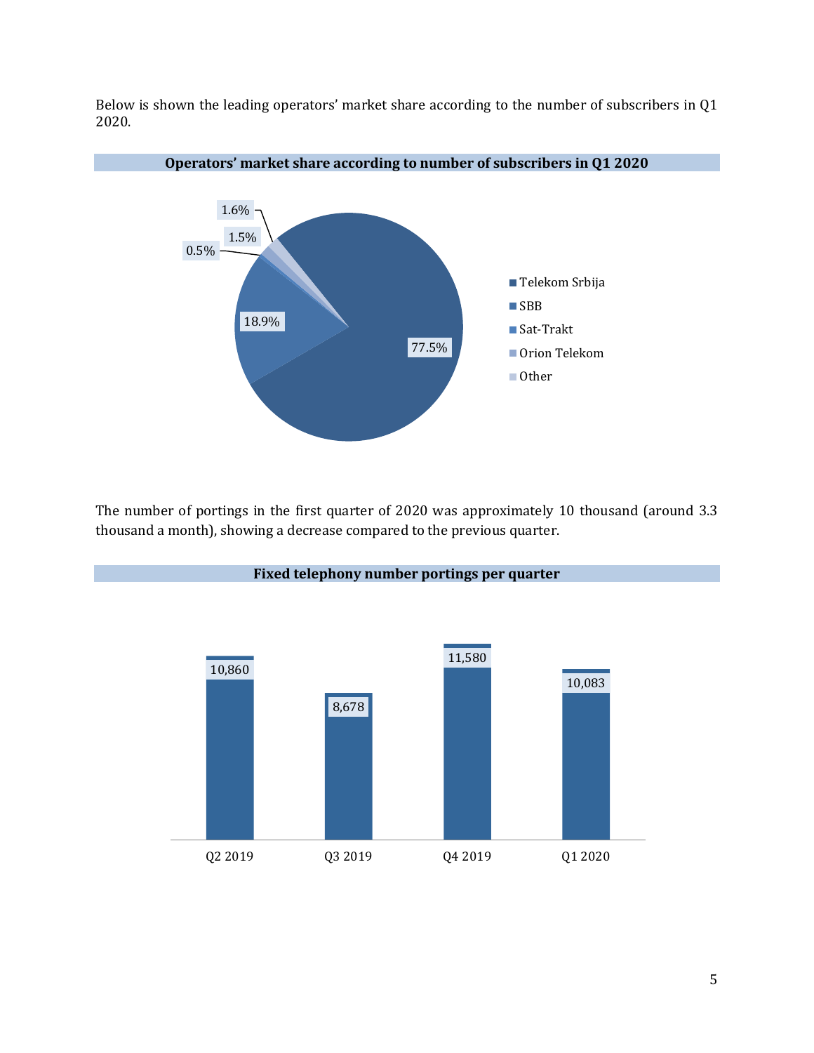Below is shown the leading operators' market share according to the number of subscribers in Q1 2020.

**Operators' market share according to number of subscribers in Q1 2020**

| Operator | Market share |
|---|---|
| Telekom Srbija | 77.5% |
| SBB | 18.9% |
| Sat-Trakt | 0.5% |
| Orion Telekom | 1.5% |
| Other | 1.6% |

The number of portings in the first quarter of 2020 was approximately 10 thousand (around 3.3 thousand a month), showing a decrease compared to the previous quarter.

**Fixed telephony number portings per quarter**

| Quarter | Portings |
|---|---|
| Q2 2019 | 10,860 |
| Q3 2019 | 8,678 |
| Q4 2019 | 11,580 |
| Q1 2020 | 10,083 |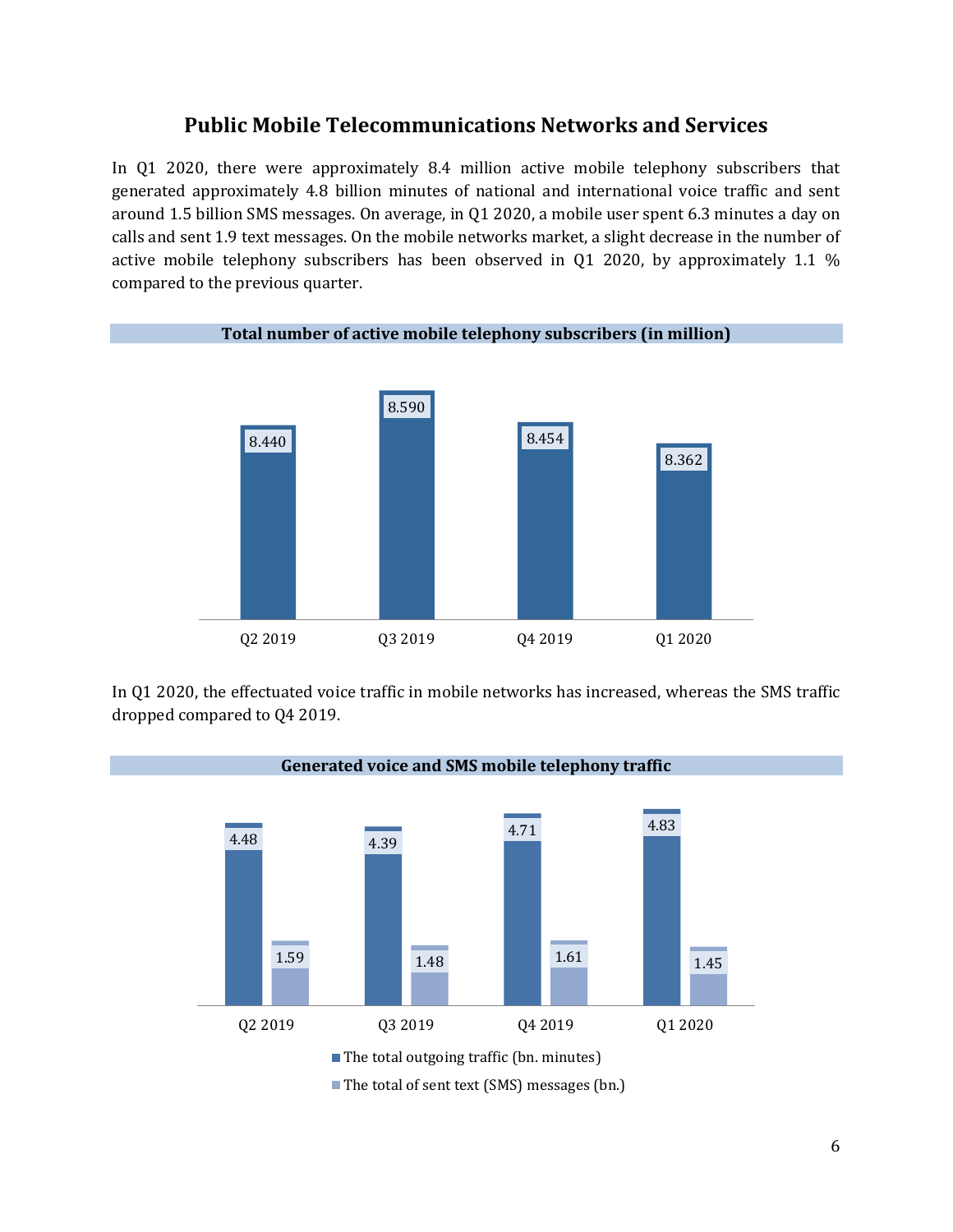## Public Mobile Telecommunications Networks and Services

In Q1 2020, there were approximately 8.4 million active mobile telephony subscribers that generated approximately 4.8 billion minutes of national and international voice traffic and sent around 1.5 billion SMS messages. On average, in Q1 2020, a mobile user spent 6.3 minutes a day on calls and sent 1.9 text messages. On the mobile networks market, a slight decrease in the number of active mobile telephony subscribers has been observed in Q1 2020, by approximately 1.1 % compared to the previous quarter.

**Total number of active mobile telephony subscribers (in million)**

| | Q2 2019 | Q3 2019 | Q4 2019 | Q1 2020 |
|---|---|---|---|---|
| Active mobile telephony subscribers | 8.440 | 8.590 | 8.454 | 8.362 |

In Q1 2020, the effectuated voice traffic in mobile networks has increased, whereas the SMS traffic dropped compared to Q4 2019.

**Generated voice and SMS mobile telephony traffic**

| | Q2 2019 | Q3 2019 | Q4 2019 | Q1 2020 |
|---|---|---|---|---|
| The total outgoing traffic (bn. minutes) | 4.48 | 4.39 | 4.71 | 4.83 |
| The total of sent text (SMS) messages (bn.) | 1.59 | 1.48 | 1.61 | 1.45 |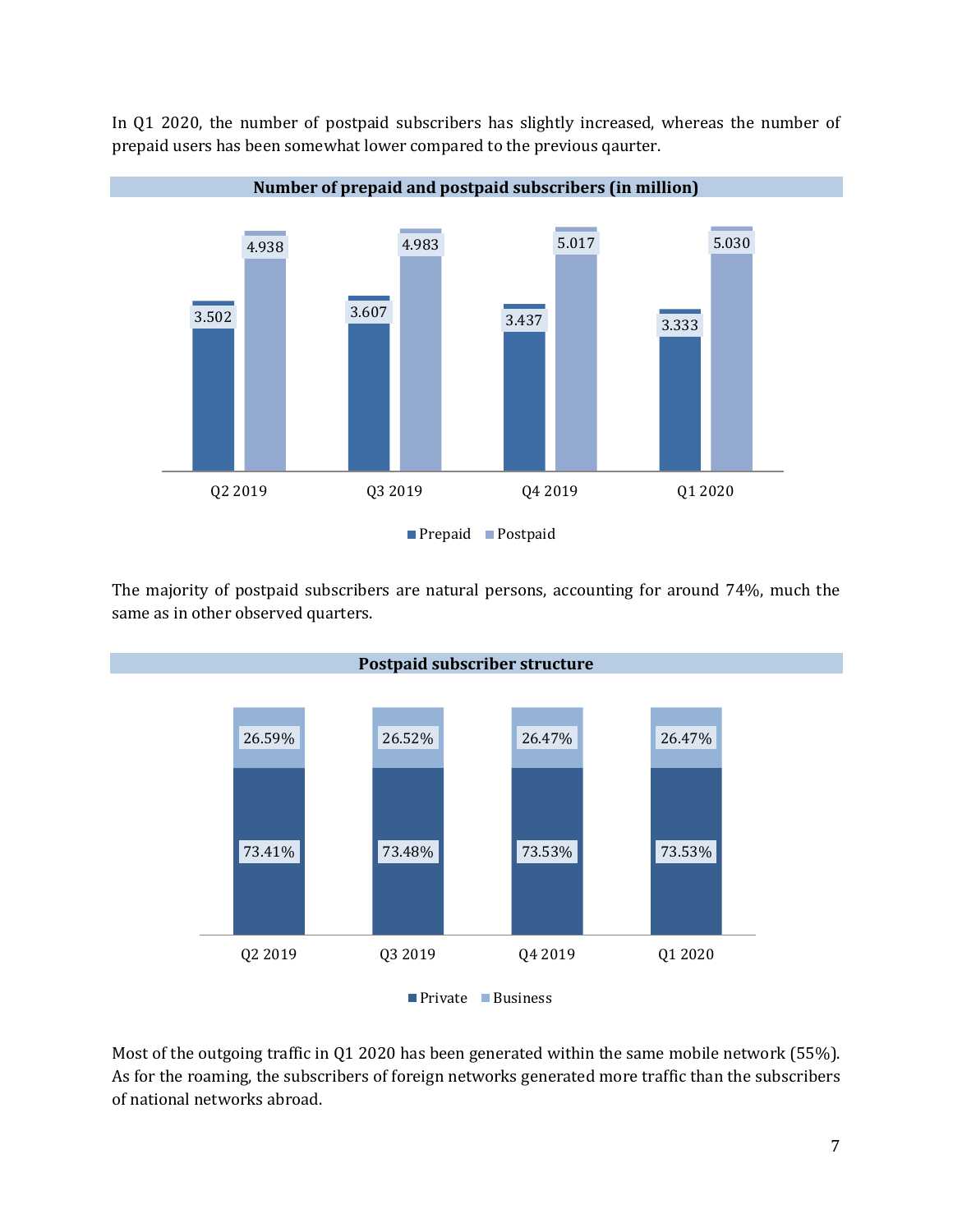In Q1 2020, the number of postpaid subscribers has slightly increased, whereas the number of prepaid users has been somewhat lower compared to the previous qaurter.

**Number of prepaid and postpaid subscribers (in million)**

| | Prepaid | Postpaid |
|---|---|---|
| Q2 2019 | 3.502 | 4.938 |
| Q3 2019 | 3.607 | 4.983 |
| Q4 2019 | 3.437 | 5.017 |
| Q1 2020 | 3.333 | 5.030 |

The majority of postpaid subscribers are natural persons, accounting for around 74%, much the same as in other observed quarters.

**Postpaid subscriber structure**

| | Private | Business |
|---|---|---|
| Q2 2019 | 73.41% | 26.59% |
| Q3 2019 | 73.48% | 26.52% |
| Q4 2019 | 73.53% | 26.47% |
| Q1 2020 | 73.53% | 26.47% |

Most of the outgoing traffic in Q1 2020 has been generated within the same mobile network (55%). As for the roaming, the subscribers of foreign networks generated more traffic than the subscribers of national networks abroad.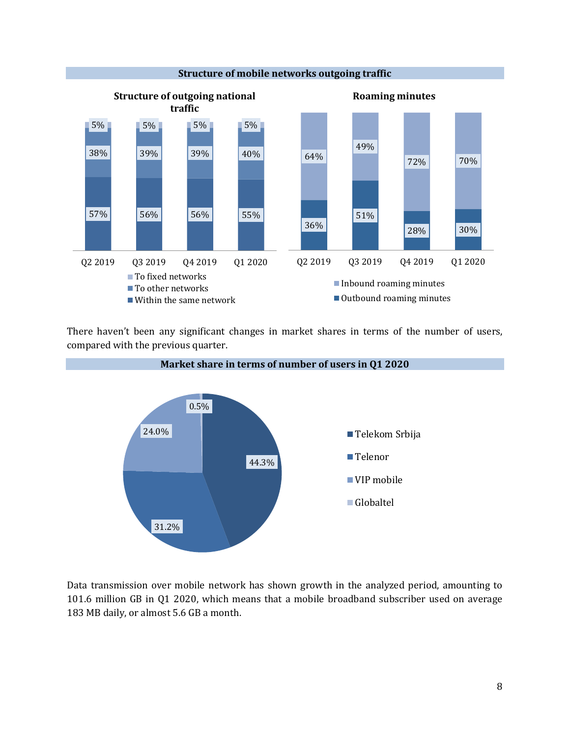**Structure of mobile networks outgoing traffic**

**Structure of outgoing national traffic**

| | Q2 2019 | Q3 2019 | Q4 2019 | Q1 2020 |
|---|---|---|---|---|
| To fixed networks | 5% | 5% | 5% | 5% |
| To other networks | 38% | 39% | 39% | 40% |
| Within the same network | 57% | 56% | 56% | 55% |

**Roaming minutes**

| | Q2 2019 | Q3 2019 | Q4 2019 | Q1 2020 |
|---|---|---|---|---|
| Inbound roaming minutes | 64% | 49% | 72% | 70% |
| Outbound roaming minutes | 36% | 51% | 28% | 30% |

There haven't been any significant changes in market shares in terms of the number of users, compared with the previous quarter.

**Market share in terms of number of users in Q1 2020**

| Operator | Share |
|---|---|
| Telekom Srbija | 44.3% |
| Telenor | 31.2% |
| VIP mobile | 24.0% |
| Globaltel | 0.5% |

Data transmission over mobile network has shown growth in the analyzed period, amounting to 101.6 million GB in Q1 2020, which means that a mobile broadband subscriber used on average 183 MB daily, or almost 5.6 GB a month.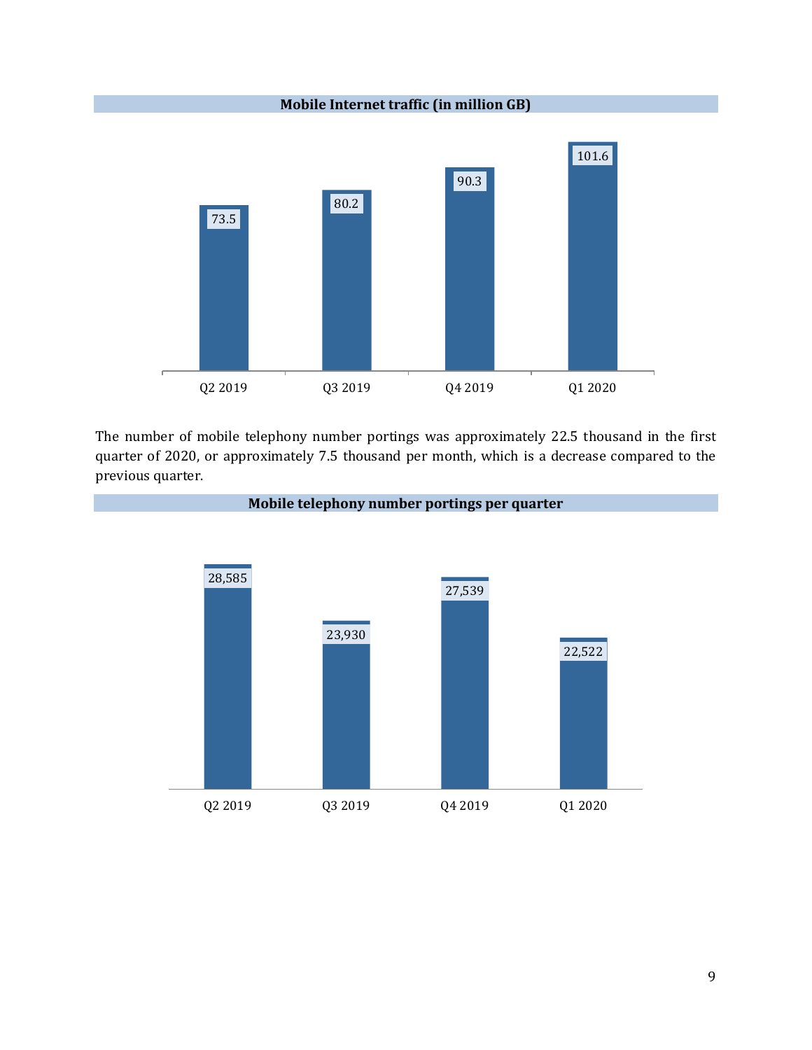**Mobile Internet traffic (in million GB)**

| Q2 2019 | Q3 2019 | Q4 2019 | Q1 2020 |
|---|---|---|---|
| 73.5 | 80.2 | 90.3 | 101.6 |

The number of mobile telephony number portings was approximately 22.5 thousand in the first quarter of 2020, or approximately 7.5 thousand per month, which is a decrease compared to the previous quarter.

**Mobile telephony number portings per quarter**

| Q2 2019 | Q3 2019 | Q4 2019 | Q1 2020 |
|---|---|---|---|
| 28,585 | 23,930 | 27,539 | 22,522 |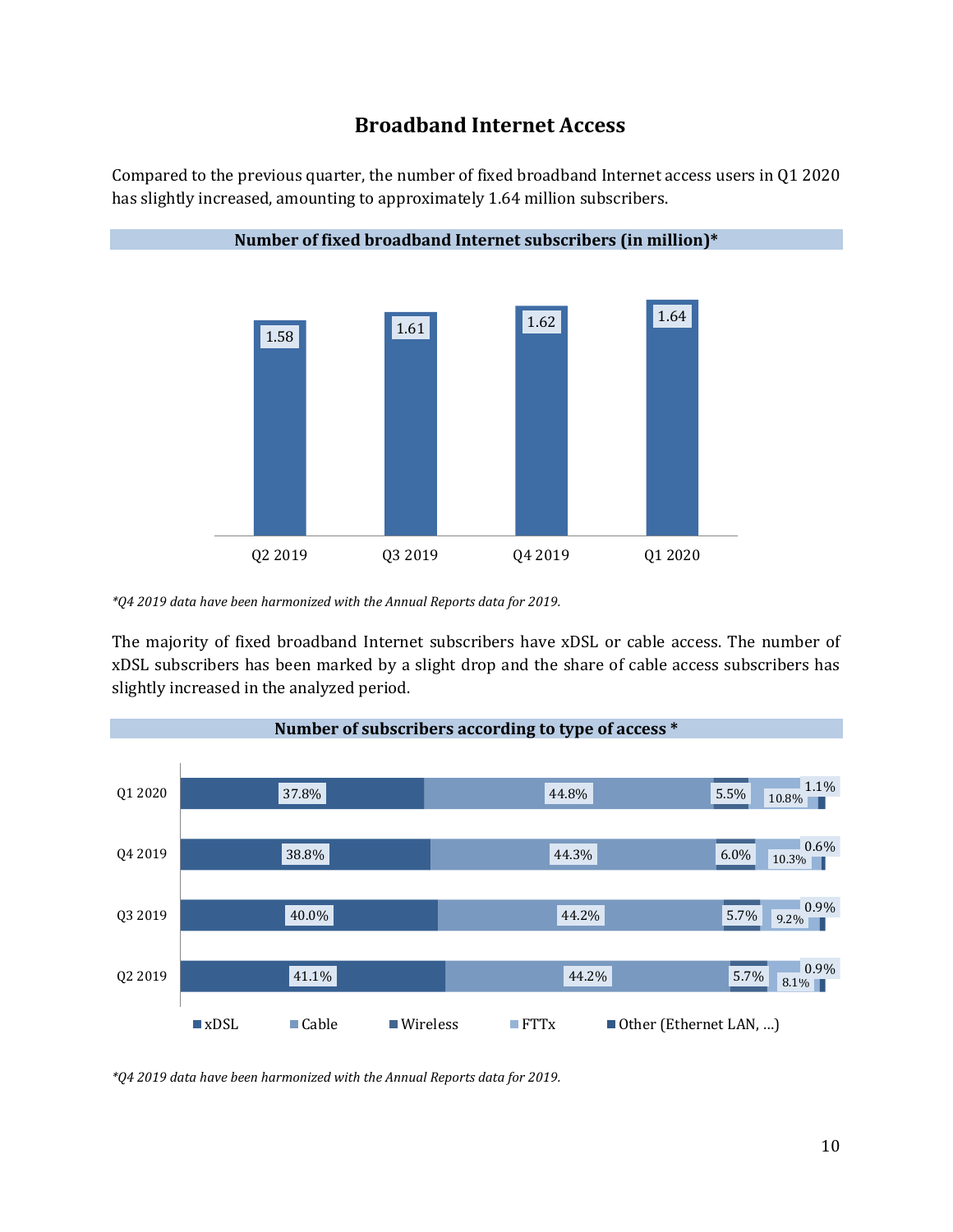# Broadband Internet Access

Compared to the previous quarter, the number of fixed broadband Internet access users in Q1 2020 has slightly increased, amounting to approximately 1.64 million subscribers.

**Number of fixed broadband Internet subscribers (in million)***

| Q2 2019 | Q3 2019 | Q4 2019 | Q1 2020 |
|---|---|---|---|
| 1.58 | 1.61 | 1.62 | 1.64 |

*\*Q4 2019 data have been harmonized with the Annual Reports data for 2019.*

The majority of fixed broadband Internet subscribers have xDSL or cable access. The number of xDSL subscribers has been marked by a slight drop and the share of cable access subscribers has slightly increased in the analyzed period.

**Number of subscribers according to type of access ***

| | xDSL | Cable | Wireless | FTTx | Other (Ethernet LAN, ...) |
|---|---|---|---|---|---|
| Q1 2020 | 37.8% | 44.8% | 5.5% | 10.8% | 1.1% |
| Q4 2019 | 38.8% | 44.3% | 6.0% | 10.3% | 0.6% |
| Q3 2019 | 40.0% | 44.2% | 5.7% | 9.2% | 0.9% |
| Q2 2019 | 41.1% | 44.2% | 5.7% | 8.1% | 0.9% |

*\*Q4 2019 data have been harmonized with the Annual Reports data for 2019.*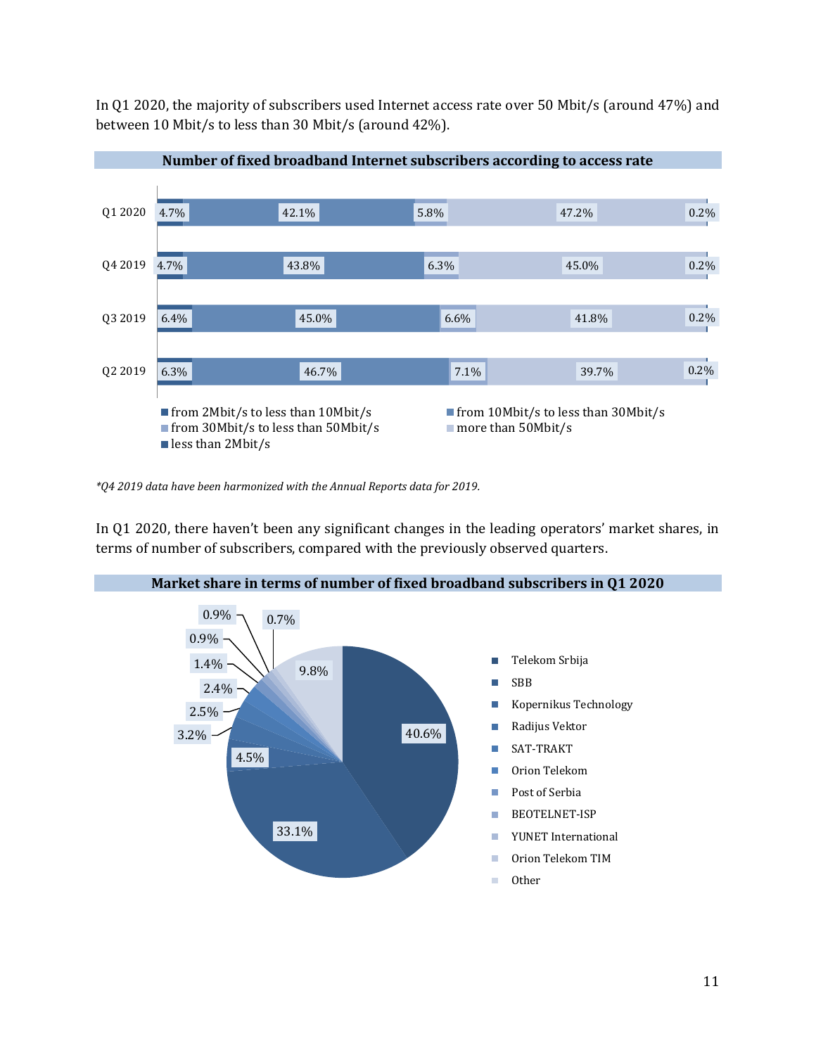In Q1 2020, the majority of subscribers used Internet access rate over 50 Mbit/s (around 47%) and between 10 Mbit/s to less than 30 Mbit/s (around 42%).

**Number of fixed broadband Internet subscribers according to access rate**

| | from 2Mbit/s to less than 10Mbit/s | from 10Mbit/s to less than 30Mbit/s | from 30Mbit/s to less than 50Mbit/s | more than 50Mbit/s | less than 2Mbit/s |
|---|---|---|---|---|---|
| Q1 2020 | 4.7% | 42.1% | 5.8% | 47.2% | 0.2% |
| Q4 2019 | 4.7% | 43.8% | 6.3% | 45.0% | 0.2% |
| Q3 2019 | 6.4% | 45.0% | 6.6% | 41.8% | 0.2% |
| Q2 2019 | 6.3% | 46.7% | 7.1% | 39.7% | 0.2% |

*\*Q4 2019 data have been harmonized with the Annual Reports data for 2019.*

In Q1 2020, there haven't been any significant changes in the leading operators' market shares, in terms of number of subscribers, compared with the previously observed quarters.

**Market share in terms of number of fixed broadband subscribers in Q1 2020**

| Operator | Market share |
|---|---|
| Telekom Srbija | 40.6% |
| SBB | 33.1% |
| Kopernikus Technology | 4.5% |
| Radijus Vektor | 3.2% |
| SAT-TRAKT | 2.5% |
| Orion Telekom | 2.4% |
| Post of Serbia | 1.4% |
| BEOTELNET-ISP | 0.9% |
| YUNET International | 0.9% |
| Orion Telekom TIM | 0.7% |
| Other | 9.8% |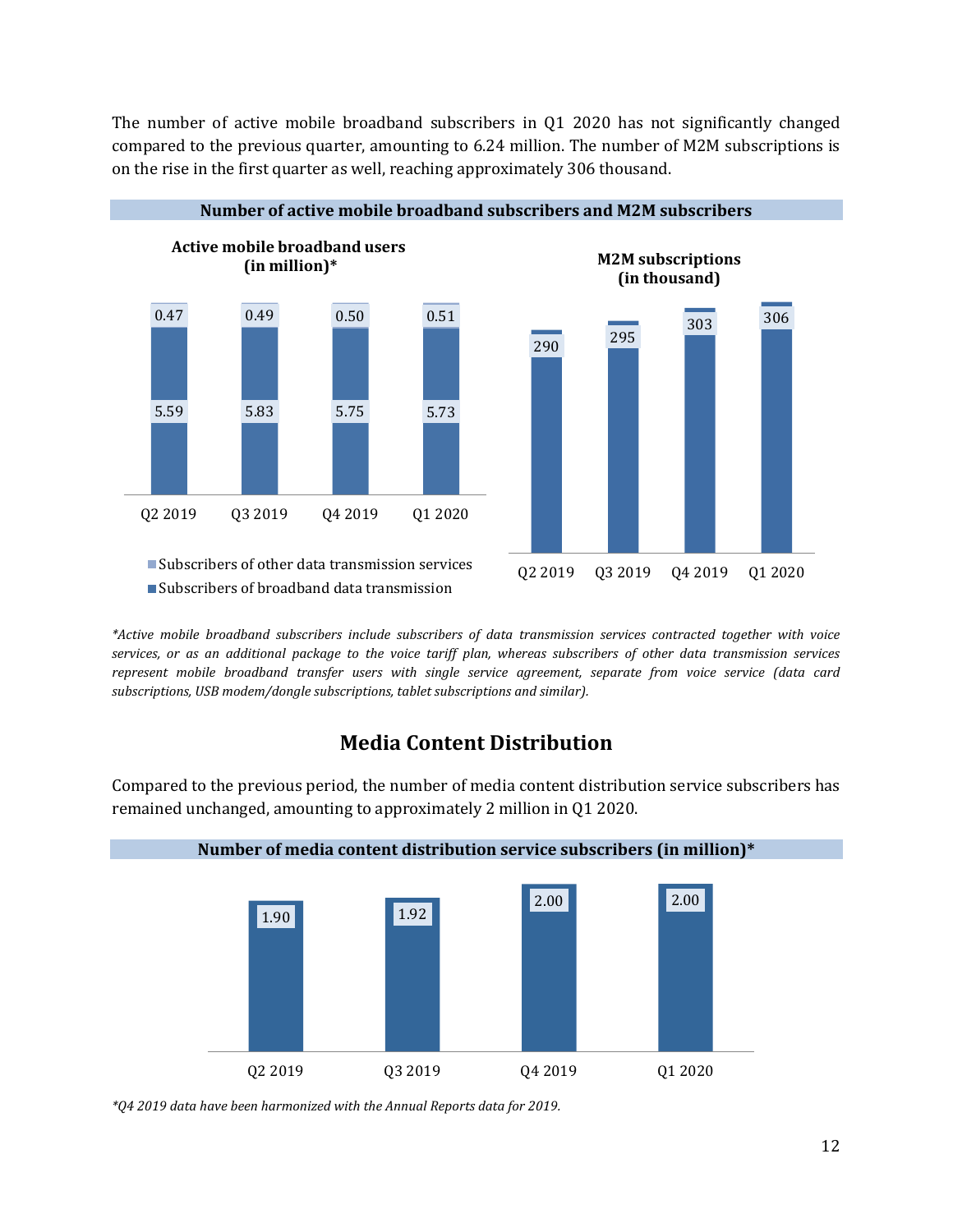The number of active mobile broadband subscribers in Q1 2020 has not significantly changed compared to the previous quarter, amounting to 6.24 million. The number of M2M subscriptions is on the rise in the first quarter as well, reaching approximately 306 thousand.

**Number of active mobile broadband subscribers and M2M subscribers**

**Active mobile broadband users (in million)***

| | Q2 2019 | Q3 2019 | Q4 2019 | Q1 2020 |
|---|---|---|---|---|
| Subscribers of other data transmission services | 0.47 | 0.49 | 0.50 | 0.51 |
| Subscribers of broadband data transmission | 5.59 | 5.83 | 5.75 | 5.73 |

**M2M subscriptions (in thousand)**

| Q2 2019 | Q3 2019 | Q4 2019 | Q1 2020 |
|---|---|---|---|
| 290 | 295 | 303 | 306 |

*\*Active mobile broadband subscribers include subscribers of data transmission services contracted together with voice services, or as an additional package to the voice tariff plan, whereas subscribers of other data transmission services represent mobile broadband transfer users with single service agreement, separate from voice service (data card subscriptions, USB modem/dongle subscriptions, tablet subscriptions and similar).*

## Media Content Distribution

Compared to the previous period, the number of media content distribution service subscribers has remained unchanged, amounting to approximately 2 million in Q1 2020.

**Number of media content distribution service subscribers (in million)***

| Q2 2019 | Q3 2019 | Q4 2019 | Q1 2020 |
|---|---|---|---|
| 1.90 | 1.92 | 2.00 | 2.00 |

*\*Q4 2019 data have been harmonized with the Annual Reports data for 2019.*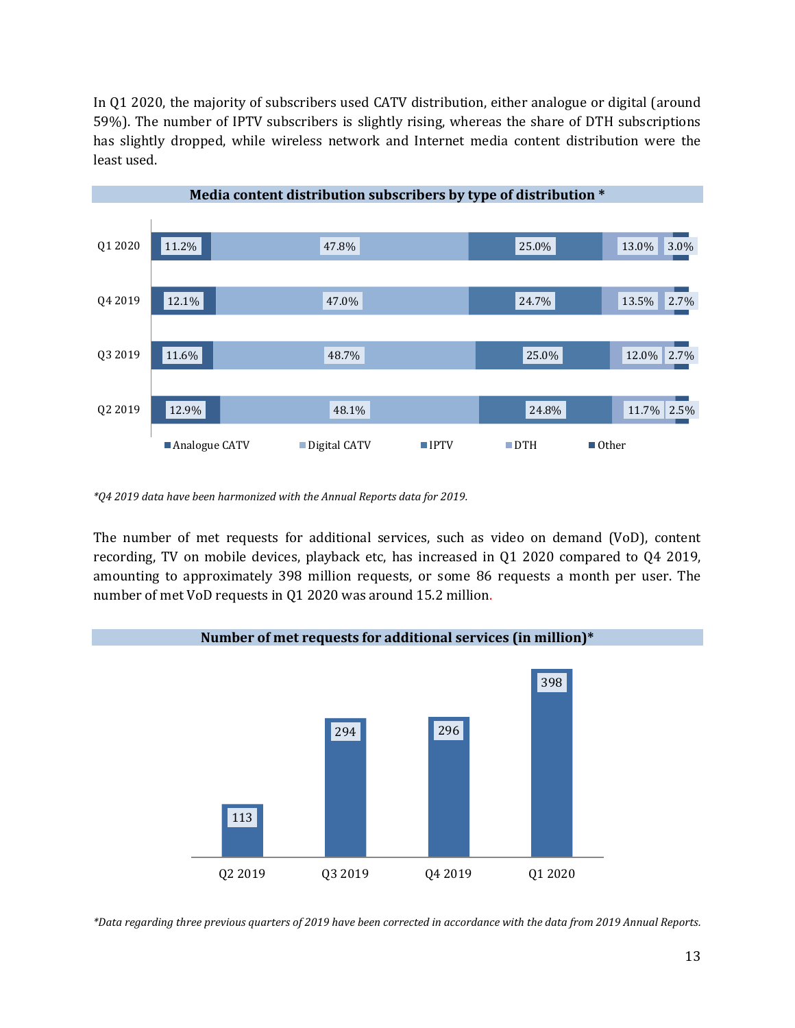In Q1 2020, the majority of subscribers used CATV distribution, either analogue or digital (around 59%). The number of IPTV subscribers is slightly rising, whereas the share of DTH subscriptions has slightly dropped, while wireless network and Internet media content distribution were the least used.

**Media content distribution subscribers by type of distribution ***

| | Analogue CATV | Digital CATV | IPTV | DTH | Other |
|---|---|---|---|---|---|
| Q1 2020 | 11.2% | 47.8% | 25.0% | 13.0% | 3.0% |
| Q4 2019 | 12.1% | 47.0% | 24.7% | 13.5% | 2.7% |
| Q3 2019 | 11.6% | 48.7% | 25.0% | 12.0% | 2.7% |
| Q2 2019 | 12.9% | 48.1% | 24.8% | 11.7% | 2.5% |

*\*Q4 2019 data have been harmonized with the Annual Reports data for 2019.*

The number of met requests for additional services, such as video on demand (VoD), content recording, TV on mobile devices, playback etc, has increased in Q1 2020 compared to Q4 2019, amounting to approximately 398 million requests, or some 86 requests a month per user. The number of met VoD requests in Q1 2020 was around 15.2 million.

**Number of met requests for additional services (in million)***

| Q2 2019 | Q3 2019 | Q4 2019 | Q1 2020 |
|---|---|---|---|
| 113 | 294 | 296 | 398 |

*\*Data regarding three previous quarters of 2019 have been corrected in accordance with the data from 2019 Annual Reports.*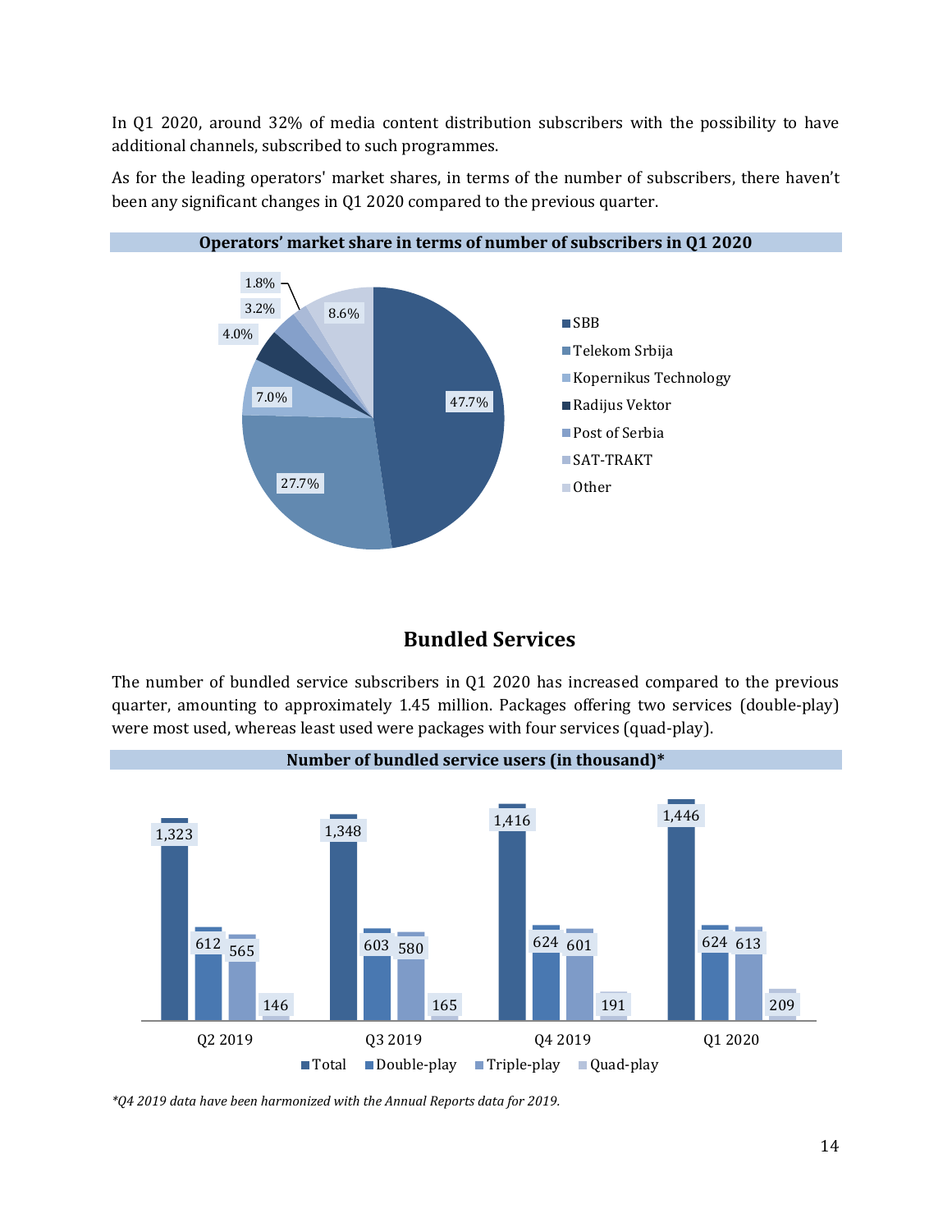In Q1 2020, around 32% of media content distribution subscribers with the possibility to have additional channels, subscribed to such programmes.

As for the leading operators' market shares, in terms of the number of subscribers, there haven't been any significant changes in Q1 2020 compared to the previous quarter.

**Operators' market share in terms of number of subscribers in Q1 2020**

| Operator | Share |
|---|---|
| SBB | 47.7% |
| Telekom Srbija | 27.7% |
| Kopernikus Technology | 7.0% |
| Radijus Vektor | 4.0% |
| Post of Serbia | 3.2% |
| SAT-TRAKT | 1.8% |
| Other | 8.6% |

## Bundled Services

The number of bundled service subscribers in Q1 2020 has increased compared to the previous quarter, amounting to approximately 1.45 million. Packages offering two services (double-play) were most used, whereas least used were packages with four services (quad-play).

**Number of bundled service users (in thousand)***

| | Q2 2019 | Q3 2019 | Q4 2019 | Q1 2020 |
|---|---|---|---|---|
| Total | 1,323 | 1,348 | 1,416 | 1,446 |
| Double-play | 612 | 603 | 624 | 624 |
| Triple-play | 565 | 580 | 601 | 613 |
| Quad-play | 146 | 165 | 191 | 209 |

*\*Q4 2019 data have been harmonized with the Annual Reports data for 2019.*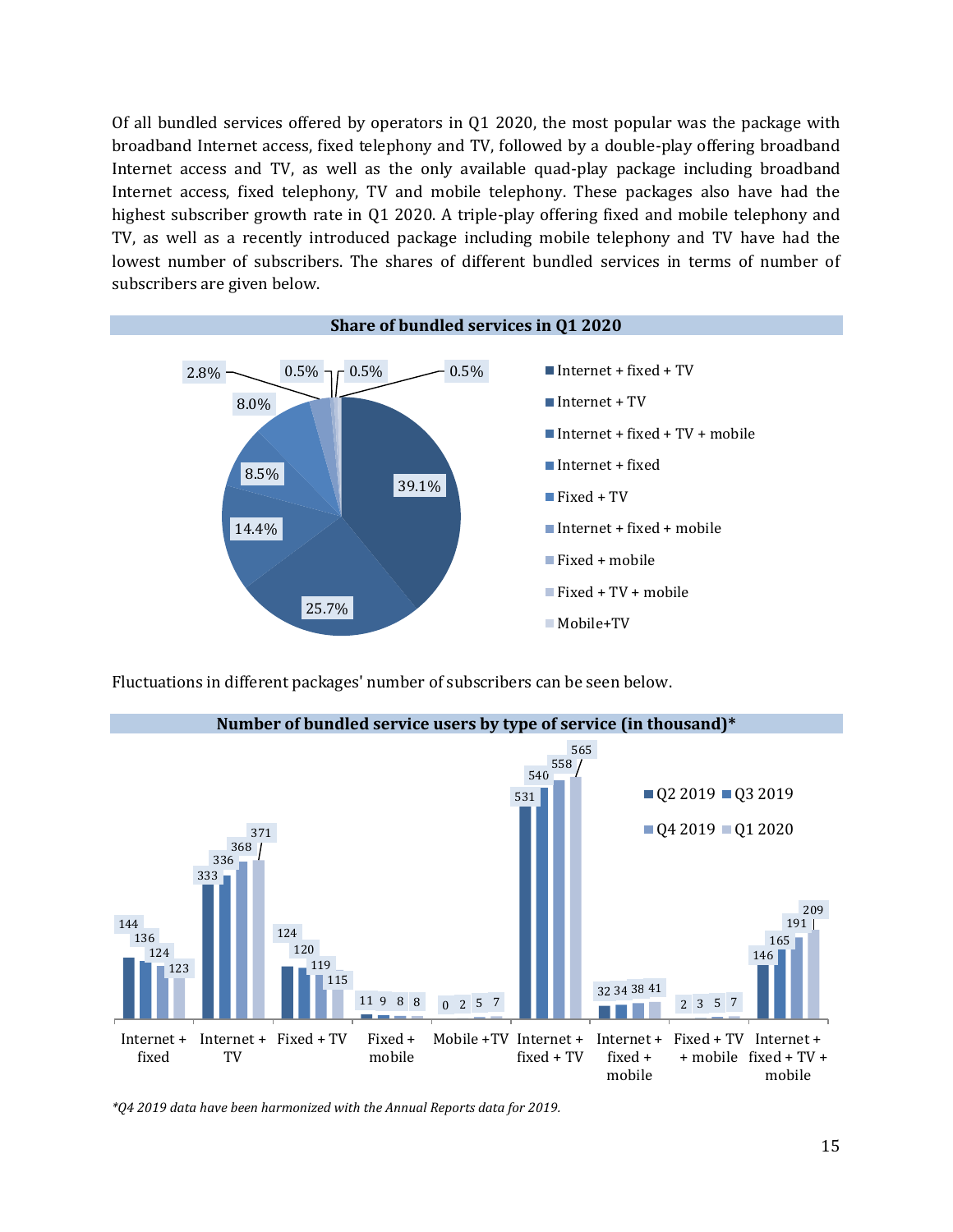Of all bundled services offered by operators in Q1 2020, the most popular was the package with broadband Internet access, fixed telephony and TV, followed by a double-play offering broadband Internet access and TV, as well as the only available quad-play package including broadband Internet access, fixed telephony, TV and mobile telephony. These packages also have had the highest subscriber growth rate in Q1 2020. A triple-play offering fixed and mobile telephony and TV, as well as a recently introduced package including mobile telephony and TV have had the lowest number of subscribers. The shares of different bundled services in terms of number of subscribers are given below.

**Share of bundled services in Q1 2020**

| Service | Share |
|---|---|
| Internet + fixed + TV | 39.1% |
| Internet + TV | 25.7% |
| Internet + fixed + TV + mobile | 14.4% |
| Internet + fixed | 8.5% |
| Fixed + TV | 8.0% |
| Internet + fixed + mobile | 2.8% |
| Fixed + mobile | 0.5% |
| Fixed + TV + mobile | 0.5% |
| Mobile+TV | 0.5% |

Fluctuations in different packages' number of subscribers can be seen below.

**Number of bundled service users by type of service (in thousand)***

| Service | Q2 2019 | Q3 2019 | Q4 2019 | Q1 2020 |
|---|---|---|---|---|
| Internet + fixed | 144 | 136 | 124 | 123 |
| Internet + TV | 333 | 336 | 368 | 371 |
| Fixed + TV | 124 | 120 | 119 | 115 |
| Fixed + mobile | 11 | 9 | 8 | 8 |
| Mobile +TV | 0 | 2 | 5 | 7 |
| Internet + fixed + TV | 531 | 540 | 558 | 565 |
| Internet + fixed + mobile | 32 | 34 | 38 | 41 |
| Fixed + TV + mobile | 2 | 3 | 5 | 7 |
| Internet + fixed + TV + mobile | 146 | 165 | 191 | 209 |

*\*Q4 2019 data have been harmonized with the Annual Reports data for 2019.*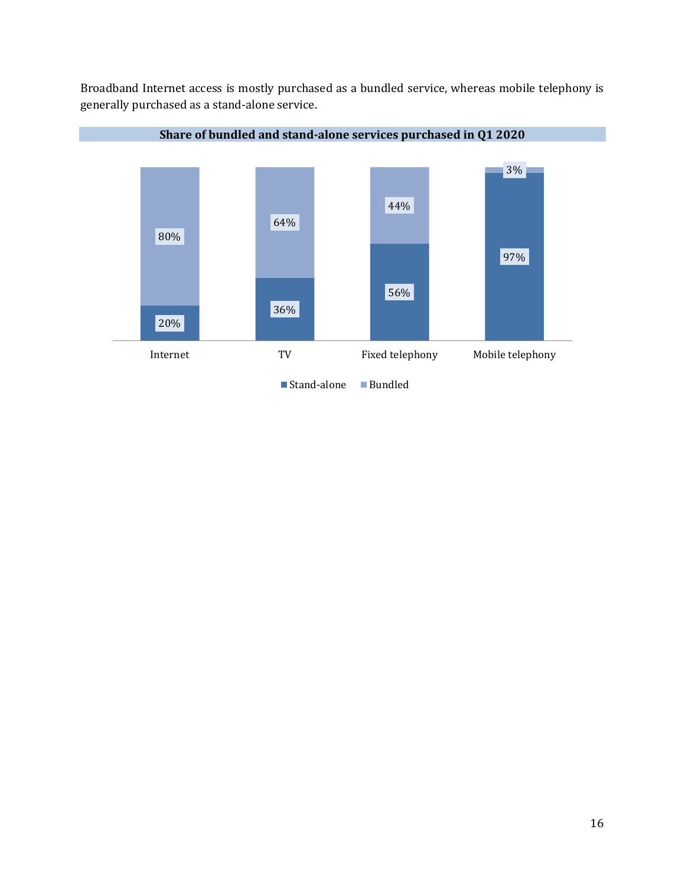Broadband Internet access is mostly purchased as a bundled service, whereas mobile telephony is generally purchased as a stand-alone service.

**Share of bundled and stand-alone services purchased in Q1 2020**

80%
20%
64%
36%
44%
56%
3%
97%

Internet
TV
Fixed telephony
Mobile telephony

Stand-alone
Bundled